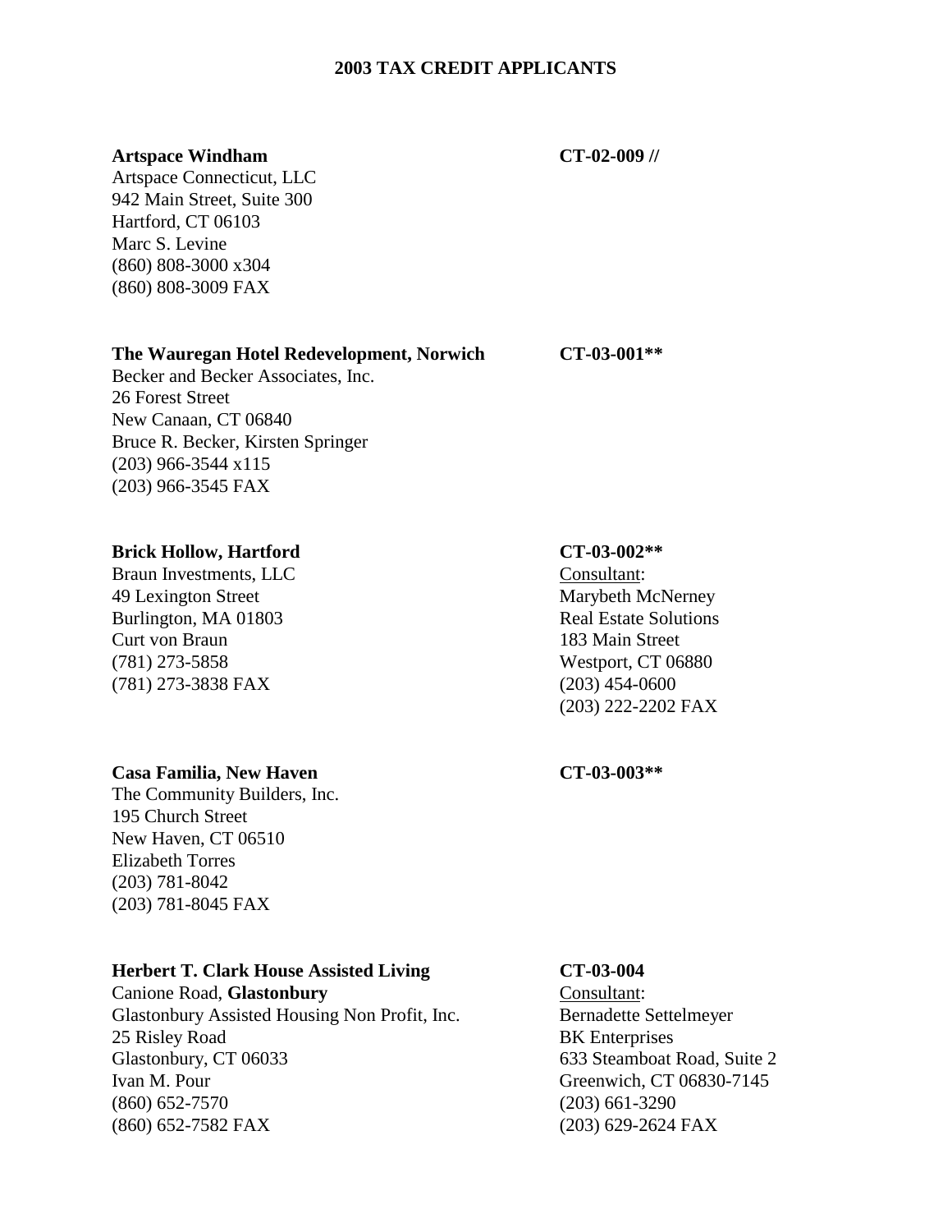# 2003 TAX CREDIT APPLICANTS

**Artspace Windham** **CT-02-009 //**

Artspace Connecticut, LLC
942 Main Street, Suite 300
Hartford, CT 06103
Marc S. Levine
(860) 808-3000 x304
(860) 808-3009 FAX

**The Wauregan Hotel Redevelopment, Norwich** **CT-03-001****

Becker and Becker Associates, Inc.
26 Forest Street
New Canaan, CT 06840
Bruce R. Becker, Kirsten Springer
(203) 966-3544 x115
(203) 966-3545 FAX

**Brick Hollow, Hartford** **CT-03-002****

Braun Investments, LLC
49 Lexington Street
Burlington, MA 01803
Curt von Braun
(781) 273-5858
(781) 273-3838 FAX

Consultant:
Marybeth McNerney
Real Estate Solutions
183 Main Street
Westport, CT 06880
(203) 454-0600
(203) 222-2202 FAX

**Casa Familia, New Haven** **CT-03-003****

The Community Builders, Inc.
195 Church Street
New Haven, CT 06510
Elizabeth Torres
(203) 781-8042
(203) 781-8045 FAX

**Herbert T. Clark House Assisted Living** **CT-03-004**

Canione Road, **Glastonbury**
Glastonbury Assisted Housing Non Profit, Inc.
25 Risley Road
Glastonbury, CT 06033
Ivan M. Pour
(860) 652-7570
(860) 652-7582 FAX

Consultant:
Bernadette Settelmeyer
BK Enterprises
633 Steamboat Road, Suite 2
Greenwich, CT 06830-7145
(203) 661-3290
(203) 629-2624 FAX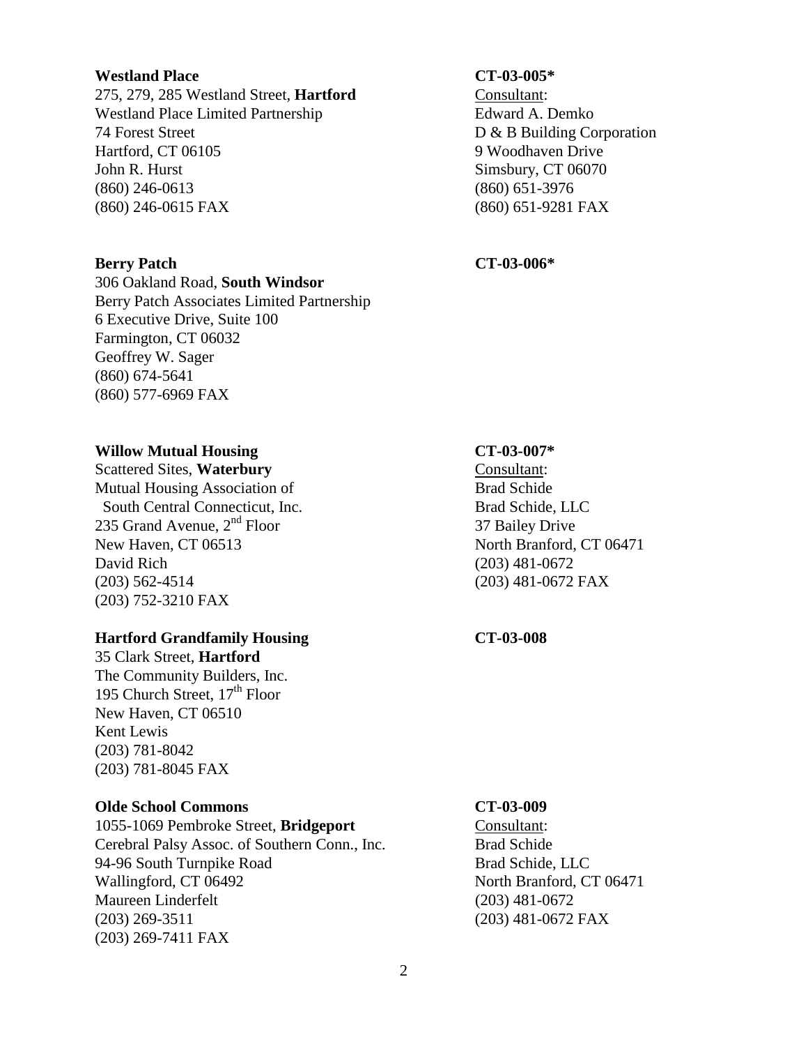**Westland Place** **CT-03-005***

275, 279, 285 Westland Street, **Hartford**
Westland Place Limited Partnership
74 Forest Street
Hartford, CT 06105
John R. Hurst
(860) 246-0613
(860) 246-0615 FAX

Consultant:
Edward A. Demko
D & B Building Corporation
9 Woodhaven Drive
Simsbury, CT 06070
(860) 651-3976
(860) 651-9281 FAX

**Berry Patch** **CT-03-006***

306 Oakland Road, **South Windsor**
Berry Patch Associates Limited Partnership
6 Executive Drive, Suite 100
Farmington, CT 06032
Geoffrey W. Sager
(860) 674-5641
(860) 577-6969 FAX

**Willow Mutual Housing** **CT-03-007***

Scattered Sites, **Waterbury**
Mutual Housing Association of
South Central Connecticut, Inc.
235 Grand Avenue, 2nd Floor
New Haven, CT 06513
David Rich
(203) 562-4514
(203) 752-3210 FAX

Consultant:
Brad Schide
Brad Schide, LLC
37 Bailey Drive
North Branford, CT 06471
(203) 481-0672
(203) 481-0672 FAX

**Hartford Grandfamily Housing** **CT-03-008**

35 Clark Street, **Hartford**
The Community Builders, Inc.
195 Church Street, 17th Floor
New Haven, CT 06510
Kent Lewis
(203) 781-8042
(203) 781-8045 FAX

**Olde School Commons** **CT-03-009**

1055-1069 Pembroke Street, **Bridgeport**
Cerebral Palsy Assoc. of Southern Conn., Inc.
94-96 South Turnpike Road
Wallingford, CT 06492
Maureen Linderfelt
(203) 269-3511
(203) 269-7411 FAX

Consultant:
Brad Schide
Brad Schide, LLC
North Branford, CT 06471
(203) 481-0672
(203) 481-0672 FAX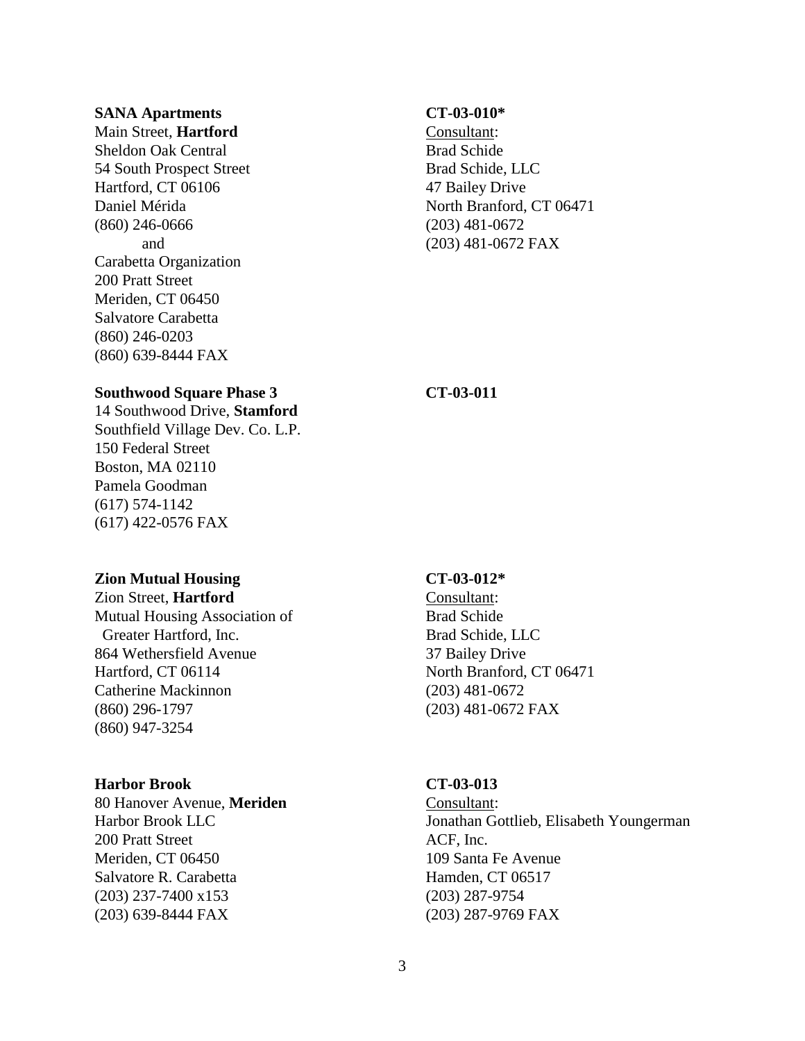**SANA Apartments** **CT-03-010***

Main Street, **Hartford**
Sheldon Oak Central
54 South Prospect Street
Hartford, CT 06106
Daniel Mérida
(860) 246-0666
and
Carabetta Organization
200 Pratt Street
Meriden, CT 06450
Salvatore Carabetta
(860) 246-0203
(860) 639-8444 FAX

Consultant:
Brad Schide
Brad Schide, LLC
47 Bailey Drive
North Branford, CT 06471
(203) 481-0672
(203) 481-0672 FAX

**Southwood Square Phase 3** **CT-03-011**

14 Southwood Drive, **Stamford**
Southfield Village Dev. Co. L.P.
150 Federal Street
Boston, MA 02110
Pamela Goodman
(617) 574-1142
(617) 422-0576 FAX

**Zion Mutual Housing** **CT-03-012***

Zion Street, **Hartford**
Mutual Housing Association of
Greater Hartford, Inc.
864 Wethersfield Avenue
Hartford, CT 06114
Catherine Mackinnon
(860) 296-1797
(860) 947-3254

Consultant:
Brad Schide
Brad Schide, LLC
37 Bailey Drive
North Branford, CT 06471
(203) 481-0672
(203) 481-0672 FAX

**Harbor Brook** **CT-03-013**

80 Hanover Avenue, **Meriden**
Harbor Brook LLC
200 Pratt Street
Meriden, CT 06450
Salvatore R. Carabetta
(203) 237-7400 x153
(203) 639-8444 FAX

Consultant:
Jonathan Gottlieb, Elisabeth Youngerman
ACF, Inc.
109 Santa Fe Avenue
Hamden, CT 06517
(203) 287-9754
(203) 287-9769 FAX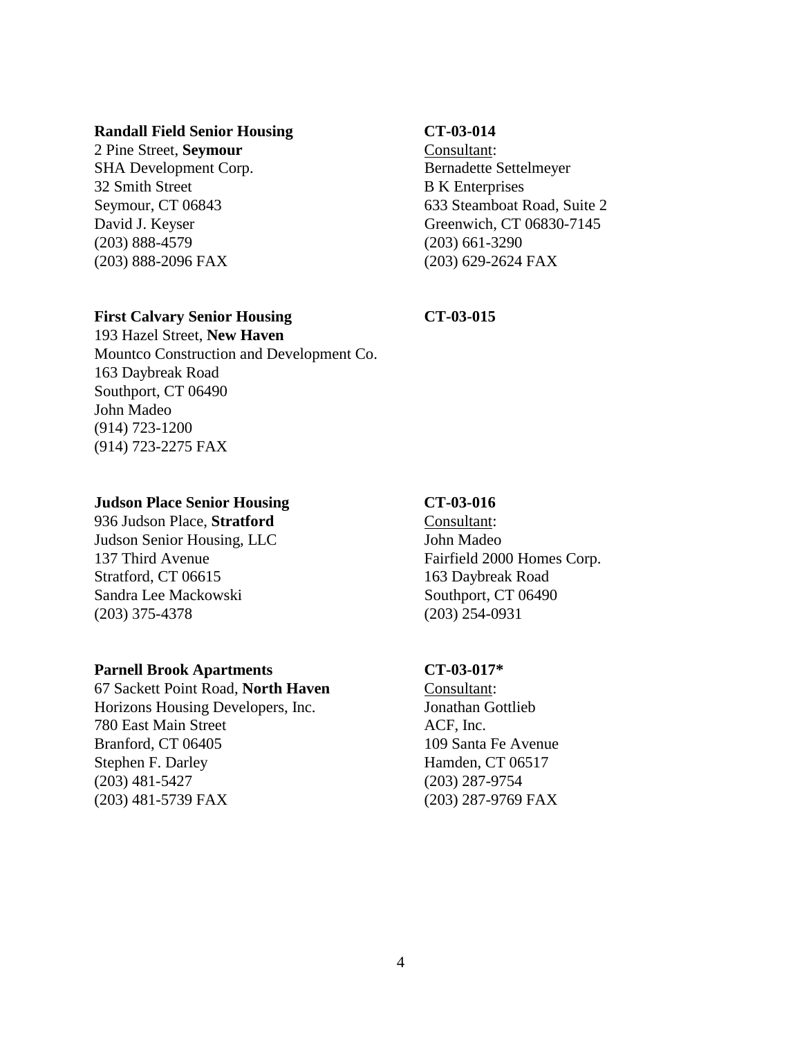**Randall Field Senior Housing**
2 Pine Street, **Seymour**
SHA Development Corp.
32 Smith Street
Seymour, CT 06843
David J. Keyser
(203) 888-4579
(203) 888-2096 FAX

**CT-03-014**
Consultant:
Bernadette Settelmeyer
B K Enterprises
633 Steamboat Road, Suite 2
Greenwich, CT 06830-7145
(203) 661-3290
(203) 629-2624 FAX

**First Calvary Senior Housing**
193 Hazel Street, **New Haven**
Mountco Construction and Development Co.
163 Daybreak Road
Southport, CT 06490
John Madeo
(914) 723-1200
(914) 723-2275 FAX

**CT-03-015**

**Judson Place Senior Housing**
936 Judson Place, **Stratford**
Judson Senior Housing, LLC
137 Third Avenue
Stratford, CT 06615
Sandra Lee Mackowski
(203) 375-4378

**CT-03-016**
Consultant:
John Madeo
Fairfield 2000 Homes Corp.
163 Daybreak Road
Southport, CT 06490
(203) 254-0931

**Parnell Brook Apartments**
67 Sackett Point Road, **North Haven**
Horizons Housing Developers, Inc.
780 East Main Street
Branford, CT 06405
Stephen F. Darley
(203) 481-5427
(203) 481-5739 FAX

**CT-03-017***
Consultant:
Jonathan Gottlieb
ACF, Inc.
109 Santa Fe Avenue
Hamden, CT 06517
(203) 287-9754
(203) 287-9769 FAX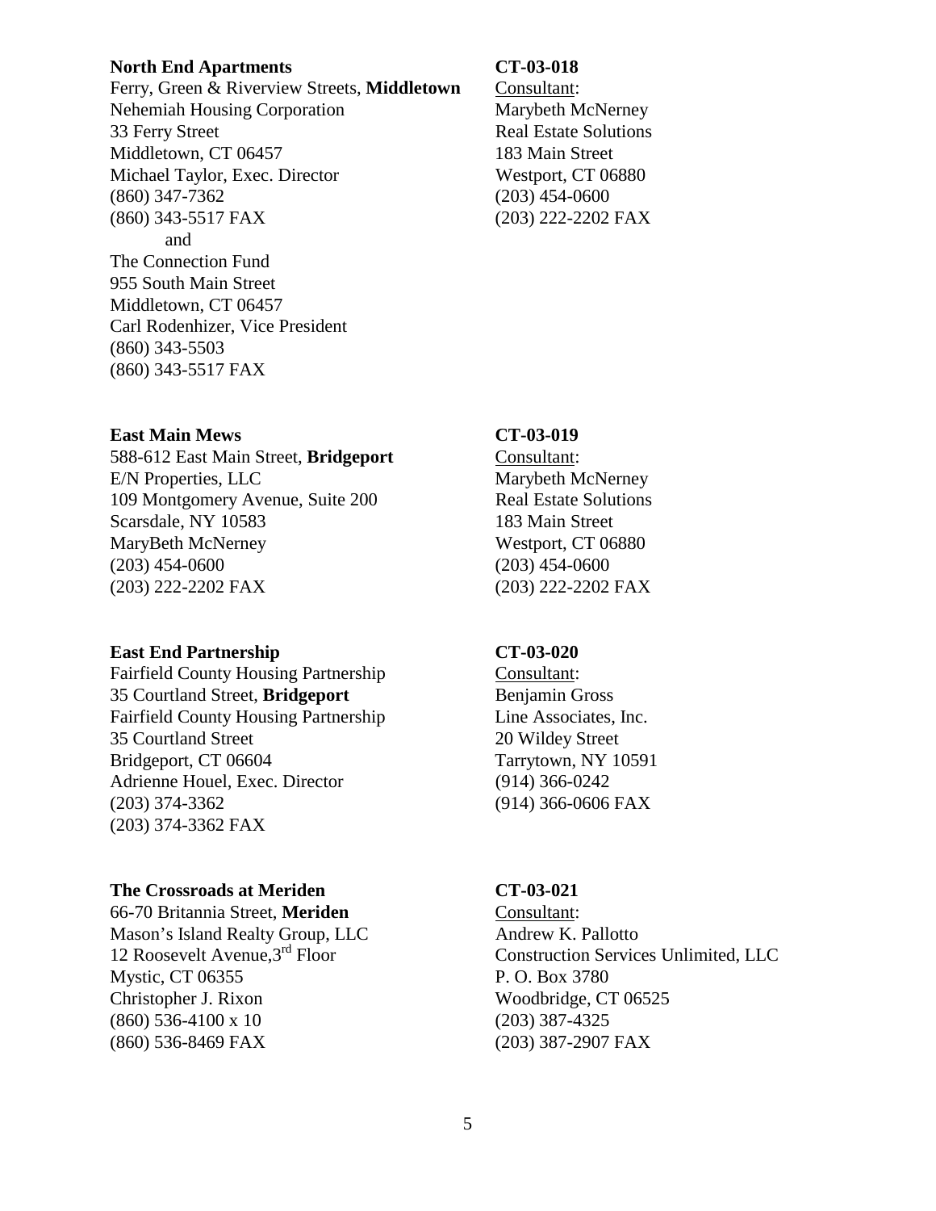**North End Apartments** **CT-03-018**

Ferry, Green & Riverview Streets, **Middletown**
Nehemiah Housing Corporation
33 Ferry Street
Middletown, CT 06457
Michael Taylor, Exec. Director
(860) 347-7362
(860) 343-5517 FAX
and
The Connection Fund
955 South Main Street
Middletown, CT 06457
Carl Rodenhizer, Vice President
(860) 343-5503
(860) 343-5517 FAX

Consultant:
Marybeth McNerney
Real Estate Solutions
183 Main Street
Westport, CT 06880
(203) 454-0600
(203) 222-2202 FAX

**East Main Mews** **CT-03-019**

588-612 East Main Street, **Bridgeport**
E/N Properties, LLC
109 Montgomery Avenue, Suite 200
Scarsdale, NY 10583
MaryBeth McNerney
(203) 454-0600
(203) 222-2202 FAX

Consultant:
Marybeth McNerney
Real Estate Solutions
183 Main Street
Westport, CT 06880
(203) 454-0600
(203) 222-2202 FAX

**East End Partnership** **CT-03-020**

Fairfield County Housing Partnership
35 Courtland Street, **Bridgeport**
Fairfield County Housing Partnership
35 Courtland Street
Bridgeport, CT 06604
Adrienne Houel, Exec. Director
(203) 374-3362
(203) 374-3362 FAX

Consultant:
Benjamin Gross
Line Associates, Inc.
20 Wildey Street
Tarrytown, NY 10591
(914) 366-0242
(914) 366-0606 FAX

**The Crossroads at Meriden** **CT-03-021**

66-70 Britannia Street, **Meriden**
Mason's Island Realty Group, LLC
12 Roosevelt Avenue, 3rd Floor
Mystic, CT 06355
Christopher J. Rixon
(860) 536-4100 x 10
(860) 536-8469 FAX

Consultant:
Andrew K. Pallotto
Construction Services Unlimited, LLC
P. O. Box 3780
Woodbridge, CT 06525
(203) 387-4325
(203) 387-2907 FAX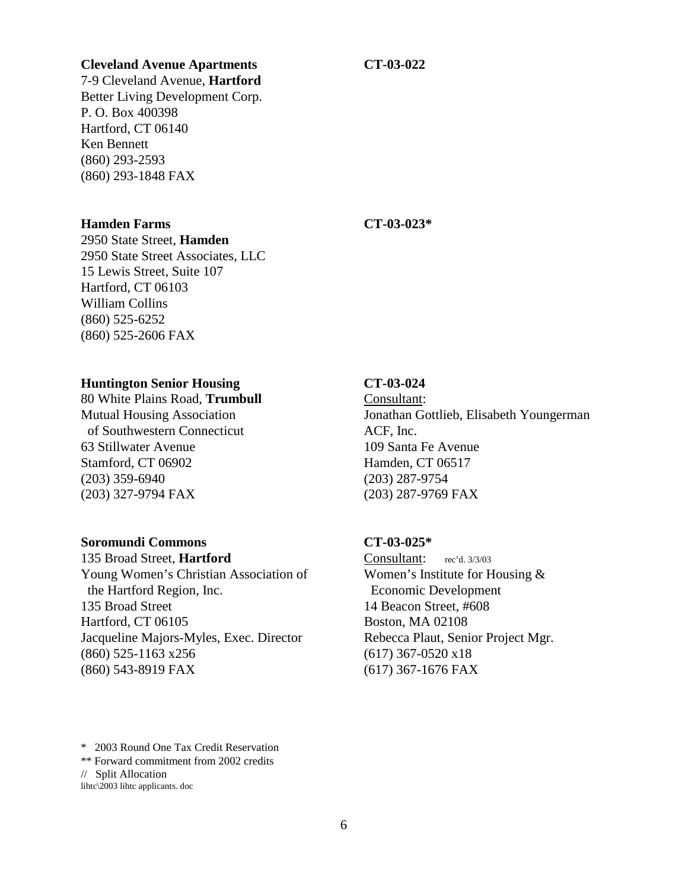**Cleveland Avenue Apartments** **CT-03-022**

7-9 Cleveland Avenue, **Hartford**
Better Living Development Corp.
P. O. Box 400398
Hartford, CT 06140
Ken Bennett
(860) 293-2593
(860) 293-1848 FAX

**Hamden Farms** **CT-03-023***

2950 State Street, **Hamden**
2950 State Street Associates, LLC
15 Lewis Street, Suite 107
Hartford, CT 06103
William Collins
(860) 525-6252
(860) 525-2606 FAX

**Huntington Senior Housing** **CT-03-024**

80 White Plains Road, **Trumbull**
Mutual Housing Association
of Southwestern Connecticut
63 Stillwater Avenue
Stamford, CT 06902
(203) 359-6940
(203) 327-9794 FAX

Consultant:
Jonathan Gottlieb, Elisabeth Youngerman
ACF, Inc.
109 Santa Fe Avenue
Hamden, CT 06517
(203) 287-9754
(203) 287-9769 FAX

**Soromundi Commons** **CT-03-025***

135 Broad Street, **Hartford**
Young Women's Christian Association of
the Hartford Region, Inc.
135 Broad Street
Hartford, CT 06105
Jacqueline Majors-Myles, Exec. Director
(860) 525-1163 x256
(860) 543-8919 FAX

Consultant: rec'd. 3/3/03
Women's Institute for Housing &
Economic Development
14 Beacon Street, #608
Boston, MA 02108
Rebecca Plaut, Senior Project Mgr.
(617) 367-0520 x18
(617) 367-1676 FAX

\* 2003 Round One Tax Credit Reservation
** Forward commitment from 2002 credits
// Split Allocation
lihtc\2003 lihtc applicants. doc